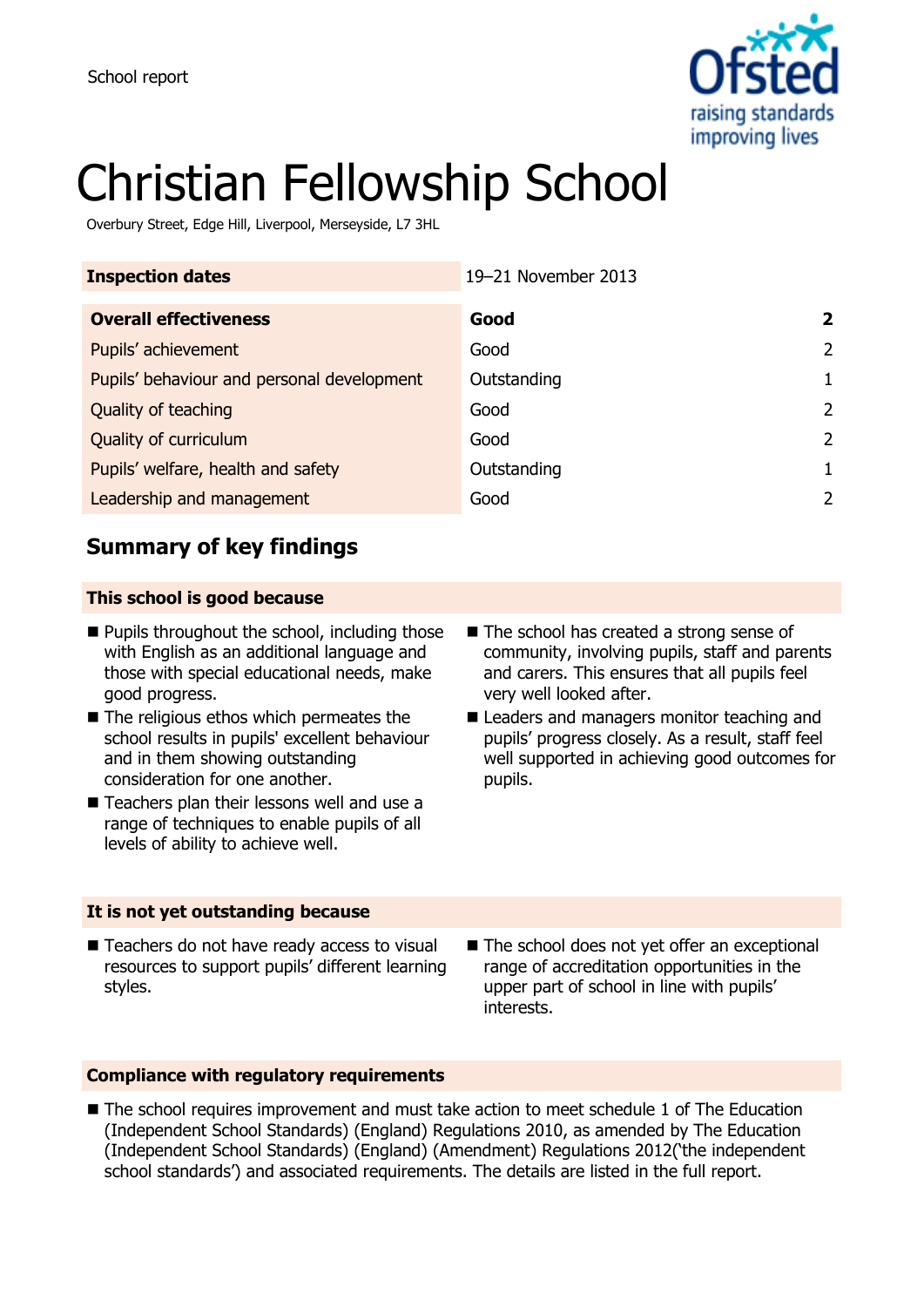School report

# Christian Fellowship School

Overbury Street, Edge Hill, Liverpool, Merseyside, L7 3HL

| **Inspection dates** | 19–21 November 2013 | |
|---|---|---|
| **Overall effectiveness** | **Good** | **2** |
| Pupils' achievement | Good | 2 |
| Pupils' behaviour and personal development | Outstanding | 1 |
| Quality of teaching | Good | 2 |
| Quality of curriculum | Good | 2 |
| Pupils' welfare, health and safety | Outstanding | 1 |
| Leadership and management | Good | 2 |

## Summary of key findings

### This school is good because

- Pupils throughout the school, including those with English as an additional language and those with special educational needs, make good progress.
- The religious ethos which permeates the school results in pupils' excellent behaviour and in them showing outstanding consideration for one another.
- Teachers plan their lessons well and use a range of techniques to enable pupils of all levels of ability to achieve well.
- The school has created a strong sense of community, involving pupils, staff and parents and carers. This ensures that all pupils feel very well looked after.
- Leaders and managers monitor teaching and pupils' progress closely. As a result, staff feel well supported in achieving good outcomes for pupils.

### It is not yet outstanding because

- Teachers do not have ready access to visual resources to support pupils' different learning styles.
- The school does not yet offer an exceptional range of accreditation opportunities in the upper part of school in line with pupils' interests.

### Compliance with regulatory requirements

- The school requires improvement and must take action to meet schedule 1 of The Education (Independent School Standards) (England) Regulations 2010, as amended by The Education (Independent School Standards) (England) (Amendment) Regulations 2012('the independent school standards') and associated requirements. The details are listed in the full report.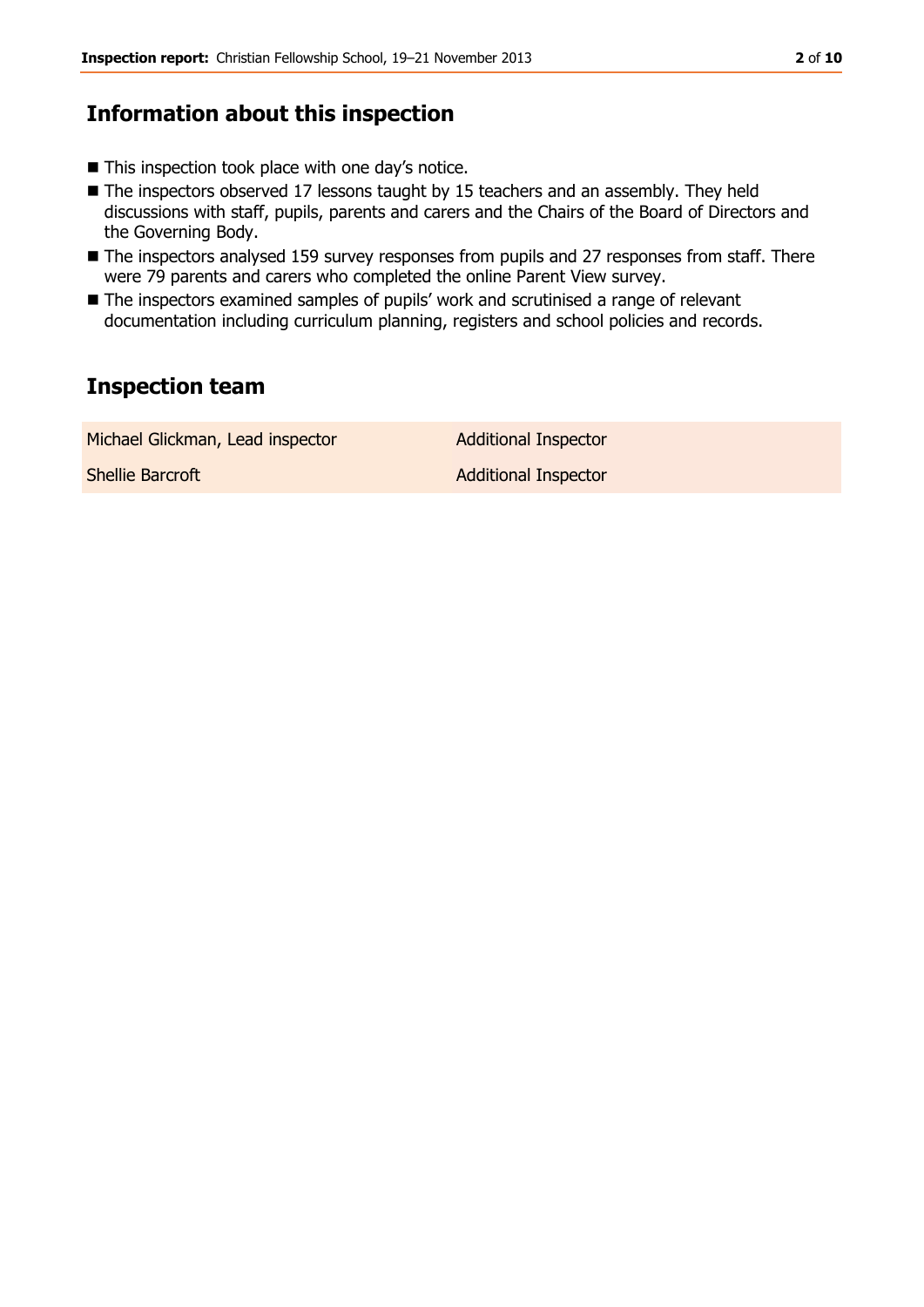## Information about this inspection

- This inspection took place with one day's notice.
- The inspectors observed 17 lessons taught by 15 teachers and an assembly. They held discussions with staff, pupils, parents and carers and the Chairs of the Board of Directors and the Governing Body.
- The inspectors analysed 159 survey responses from pupils and 27 responses from staff. There were 79 parents and carers who completed the online Parent View survey.
- The inspectors examined samples of pupils' work and scrutinised a range of relevant documentation including curriculum planning, registers and school policies and records.

## Inspection team

| | |
|---|---|
| Michael Glickman, Lead inspector | Additional Inspector |
| Shellie Barcroft | Additional Inspector |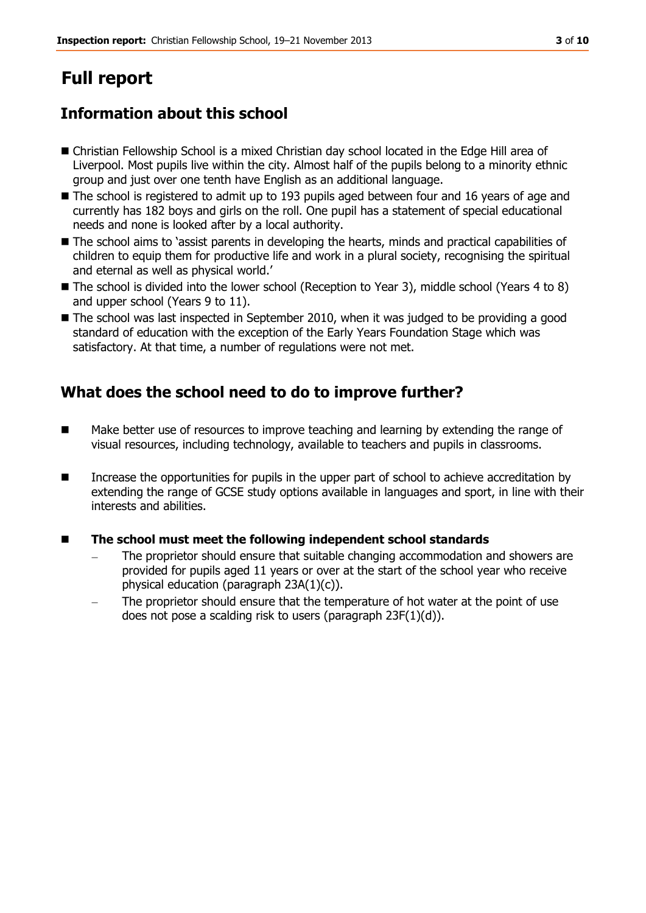# Full report

## Information about this school

- Christian Fellowship School is a mixed Christian day school located in the Edge Hill area of Liverpool. Most pupils live within the city. Almost half of the pupils belong to a minority ethnic group and just over one tenth have English as an additional language.
- The school is registered to admit up to 193 pupils aged between four and 16 years of age and currently has 182 boys and girls on the roll. One pupil has a statement of special educational needs and none is looked after by a local authority.
- The school aims to 'assist parents in developing the hearts, minds and practical capabilities of children to equip them for productive life and work in a plural society, recognising the spiritual and eternal as well as physical world.'
- The school is divided into the lower school (Reception to Year 3), middle school (Years 4 to 8) and upper school (Years 9 to 11).
- The school was last inspected in September 2010, when it was judged to be providing a good standard of education with the exception of the Early Years Foundation Stage which was satisfactory. At that time, a number of regulations were not met.

## What does the school need to do to improve further?

- Make better use of resources to improve teaching and learning by extending the range of visual resources, including technology, available to teachers and pupils in classrooms.
- Increase the opportunities for pupils in the upper part of school to achieve accreditation by extending the range of GCSE study options available in languages and sport, in line with their interests and abilities.
- **The school must meet the following independent school standards**
  - The proprietor should ensure that suitable changing accommodation and showers are provided for pupils aged 11 years or over at the start of the school year who receive physical education (paragraph 23A(1)(c)).
  - The proprietor should ensure that the temperature of hot water at the point of use does not pose a scalding risk to users (paragraph 23F(1)(d)).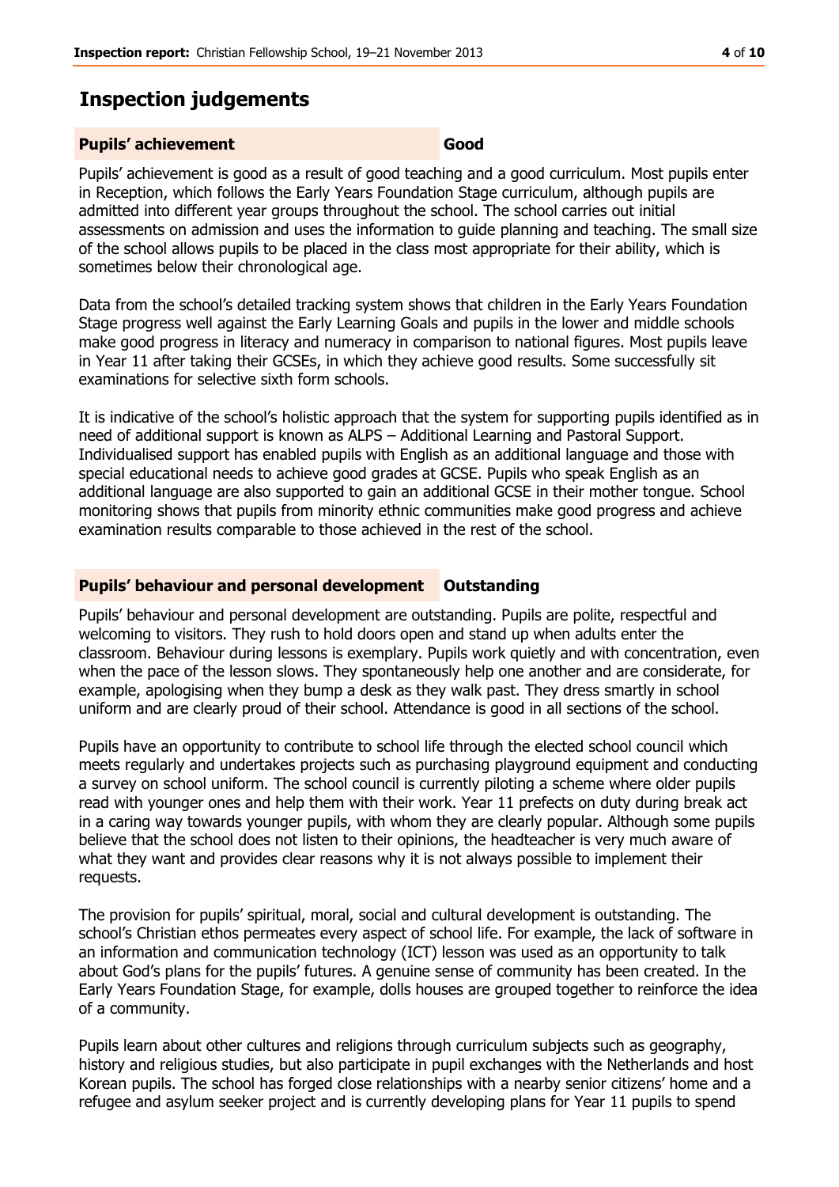## Inspection judgements

**Pupils' achievement** **Good**

Pupils' achievement is good as a result of good teaching and a good curriculum. Most pupils enter in Reception, which follows the Early Years Foundation Stage curriculum, although pupils are admitted into different year groups throughout the school. The school carries out initial assessments on admission and uses the information to guide planning and teaching. The small size of the school allows pupils to be placed in the class most appropriate for their ability, which is sometimes below their chronological age.

Data from the school's detailed tracking system shows that children in the Early Years Foundation Stage progress well against the Early Learning Goals and pupils in the lower and middle schools make good progress in literacy and numeracy in comparison to national figures. Most pupils leave in Year 11 after taking their GCSEs, in which they achieve good results. Some successfully sit examinations for selective sixth form schools.

It is indicative of the school's holistic approach that the system for supporting pupils identified as in need of additional support is known as ALPS – Additional Learning and Pastoral Support. Individualised support has enabled pupils with English as an additional language and those with special educational needs to achieve good grades at GCSE. Pupils who speak English as an additional language are also supported to gain an additional GCSE in their mother tongue. School monitoring shows that pupils from minority ethnic communities make good progress and achieve examination results comparable to those achieved in the rest of the school.

**Pupils' behaviour and personal development** **Outstanding**

Pupils' behaviour and personal development are outstanding. Pupils are polite, respectful and welcoming to visitors. They rush to hold doors open and stand up when adults enter the classroom. Behaviour during lessons is exemplary. Pupils work quietly and with concentration, even when the pace of the lesson slows. They spontaneously help one another and are considerate, for example, apologising when they bump a desk as they walk past. They dress smartly in school uniform and are clearly proud of their school. Attendance is good in all sections of the school.

Pupils have an opportunity to contribute to school life through the elected school council which meets regularly and undertakes projects such as purchasing playground equipment and conducting a survey on school uniform. The school council is currently piloting a scheme where older pupils read with younger ones and help them with their work. Year 11 prefects on duty during break act in a caring way towards younger pupils, with whom they are clearly popular. Although some pupils believe that the school does not listen to their opinions, the headteacher is very much aware of what they want and provides clear reasons why it is not always possible to implement their requests.

The provision for pupils' spiritual, moral, social and cultural development is outstanding. The school's Christian ethos permeates every aspect of school life. For example, the lack of software in an information and communication technology (ICT) lesson was used as an opportunity to talk about God's plans for the pupils' futures. A genuine sense of community has been created. In the Early Years Foundation Stage, for example, dolls houses are grouped together to reinforce the idea of a community.

Pupils learn about other cultures and religions through curriculum subjects such as geography, history and religious studies, but also participate in pupil exchanges with the Netherlands and host Korean pupils. The school has forged close relationships with a nearby senior citizens' home and a refugee and asylum seeker project and is currently developing plans for Year 11 pupils to spend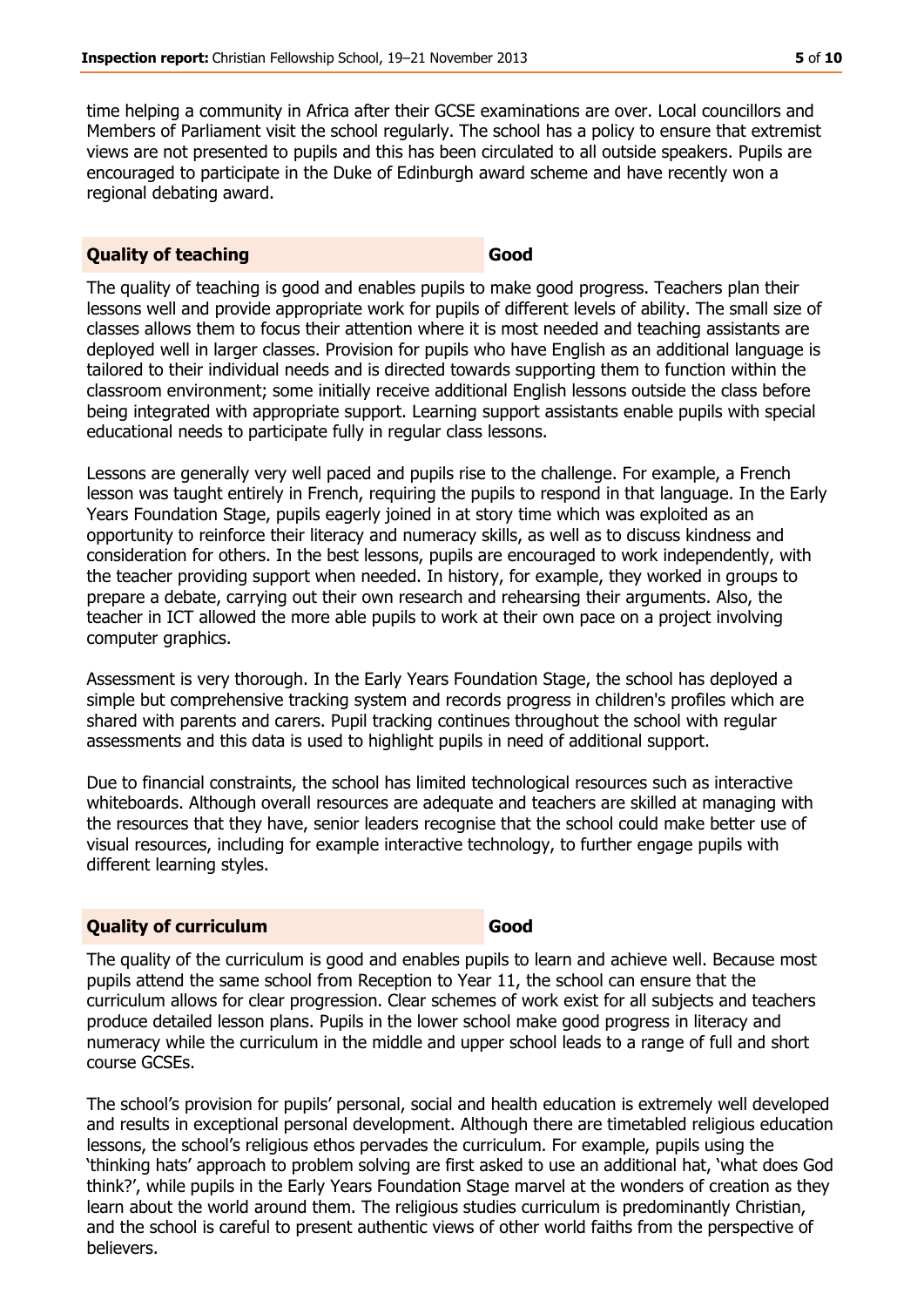time helping a community in Africa after their GCSE examinations are over. Local councillors and Members of Parliament visit the school regularly. The school has a policy to ensure that extremist views are not presented to pupils and this has been circulated to all outside speakers. Pupils are encouraged to participate in the Duke of Edinburgh award scheme and have recently won a regional debating award.

### Quality of teaching — Good

The quality of teaching is good and enables pupils to make good progress. Teachers plan their lessons well and provide appropriate work for pupils of different levels of ability. The small size of classes allows them to focus their attention where it is most needed and teaching assistants are deployed well in larger classes. Provision for pupils who have English as an additional language is tailored to their individual needs and is directed towards supporting them to function within the classroom environment; some initially receive additional English lessons outside the class before being integrated with appropriate support. Learning support assistants enable pupils with special educational needs to participate fully in regular class lessons.

Lessons are generally very well paced and pupils rise to the challenge. For example, a French lesson was taught entirely in French, requiring the pupils to respond in that language. In the Early Years Foundation Stage, pupils eagerly joined in at story time which was exploited as an opportunity to reinforce their literacy and numeracy skills, as well as to discuss kindness and consideration for others. In the best lessons, pupils are encouraged to work independently, with the teacher providing support when needed. In history, for example, they worked in groups to prepare a debate, carrying out their own research and rehearsing their arguments. Also, the teacher in ICT allowed the more able pupils to work at their own pace on a project involving computer graphics.

Assessment is very thorough. In the Early Years Foundation Stage, the school has deployed a simple but comprehensive tracking system and records progress in children's profiles which are shared with parents and carers. Pupil tracking continues throughout the school with regular assessments and this data is used to highlight pupils in need of additional support.

Due to financial constraints, the school has limited technological resources such as interactive whiteboards. Although overall resources are adequate and teachers are skilled at managing with the resources that they have, senior leaders recognise that the school could make better use of visual resources, including for example interactive technology, to further engage pupils with different learning styles.

### Quality of curriculum — Good

The quality of the curriculum is good and enables pupils to learn and achieve well. Because most pupils attend the same school from Reception to Year 11, the school can ensure that the curriculum allows for clear progression. Clear schemes of work exist for all subjects and teachers produce detailed lesson plans. Pupils in the lower school make good progress in literacy and numeracy while the curriculum in the middle and upper school leads to a range of full and short course GCSEs.

The school's provision for pupils' personal, social and health education is extremely well developed and results in exceptional personal development. Although there are timetabled religious education lessons, the school's religious ethos pervades the curriculum. For example, pupils using the 'thinking hats' approach to problem solving are first asked to use an additional hat, 'what does God think?', while pupils in the Early Years Foundation Stage marvel at the wonders of creation as they learn about the world around them. The religious studies curriculum is predominantly Christian, and the school is careful to present authentic views of other world faiths from the perspective of believers.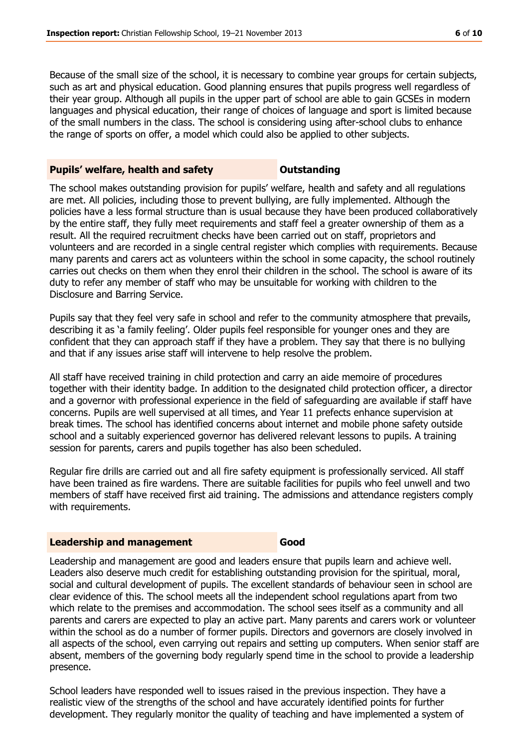Because of the small size of the school, it is necessary to combine year groups for certain subjects, such as art and physical education. Good planning ensures that pupils progress well regardless of their year group. Although all pupils in the upper part of school are able to gain GCSEs in modern languages and physical education, their range of choices of language and sport is limited because of the small numbers in the class. The school is considering using after-school clubs to enhance the range of sports on offer, a model which could also be applied to other subjects.

## Pupils' welfare, health and safety — Outstanding

The school makes outstanding provision for pupils' welfare, health and safety and all regulations are met. All policies, including those to prevent bullying, are fully implemented. Although the policies have a less formal structure than is usual because they have been produced collaboratively by the entire staff, they fully meet requirements and staff feel a greater ownership of them as a result. All the required recruitment checks have been carried out on staff, proprietors and volunteers and are recorded in a single central register which complies with requirements. Because many parents and carers act as volunteers within the school in some capacity, the school routinely carries out checks on them when they enrol their children in the school. The school is aware of its duty to refer any member of staff who may be unsuitable for working with children to the Disclosure and Barring Service.

Pupils say that they feel very safe in school and refer to the community atmosphere that prevails, describing it as 'a family feeling'. Older pupils feel responsible for younger ones and they are confident that they can approach staff if they have a problem. They say that there is no bullying and that if any issues arise staff will intervene to help resolve the problem.

All staff have received training in child protection and carry an aide memoire of procedures together with their identity badge. In addition to the designated child protection officer, a director and a governor with professional experience in the field of safeguarding are available if staff have concerns. Pupils are well supervised at all times, and Year 11 prefects enhance supervision at break times. The school has identified concerns about internet and mobile phone safety outside school and a suitably experienced governor has delivered relevant lessons to pupils. A training session for parents, carers and pupils together has also been scheduled.

Regular fire drills are carried out and all fire safety equipment is professionally serviced. All staff have been trained as fire wardens. There are suitable facilities for pupils who feel unwell and two members of staff have received first aid training. The admissions and attendance registers comply with requirements.

## Leadership and management — Good

Leadership and management are good and leaders ensure that pupils learn and achieve well. Leaders also deserve much credit for establishing outstanding provision for the spiritual, moral, social and cultural development of pupils. The excellent standards of behaviour seen in school are clear evidence of this. The school meets all the independent school regulations apart from two which relate to the premises and accommodation. The school sees itself as a community and all parents and carers are expected to play an active part. Many parents and carers work or volunteer within the school as do a number of former pupils. Directors and governors are closely involved in all aspects of the school, even carrying out repairs and setting up computers. When senior staff are absent, members of the governing body regularly spend time in the school to provide a leadership presence.

School leaders have responded well to issues raised in the previous inspection. They have a realistic view of the strengths of the school and have accurately identified points for further development. They regularly monitor the quality of teaching and have implemented a system of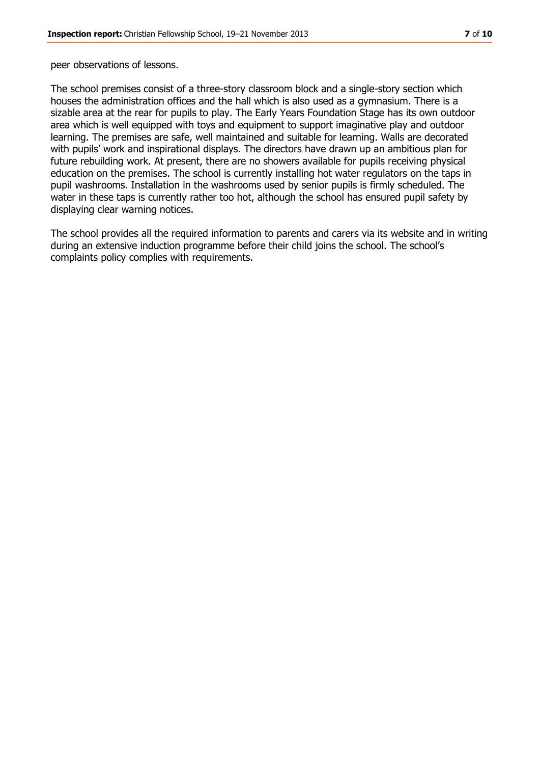peer observations of lessons.

The school premises consist of a three-story classroom block and a single-story section which houses the administration offices and the hall which is also used as a gymnasium. There is a sizable area at the rear for pupils to play. The Early Years Foundation Stage has its own outdoor area which is well equipped with toys and equipment to support imaginative play and outdoor learning. The premises are safe, well maintained and suitable for learning. Walls are decorated with pupils' work and inspirational displays. The directors have drawn up an ambitious plan for future rebuilding work. At present, there are no showers available for pupils receiving physical education on the premises. The school is currently installing hot water regulators on the taps in pupil washrooms. Installation in the washrooms used by senior pupils is firmly scheduled. The water in these taps is currently rather too hot, although the school has ensured pupil safety by displaying clear warning notices.

The school provides all the required information to parents and carers via its website and in writing during an extensive induction programme before their child joins the school. The school's complaints policy complies with requirements.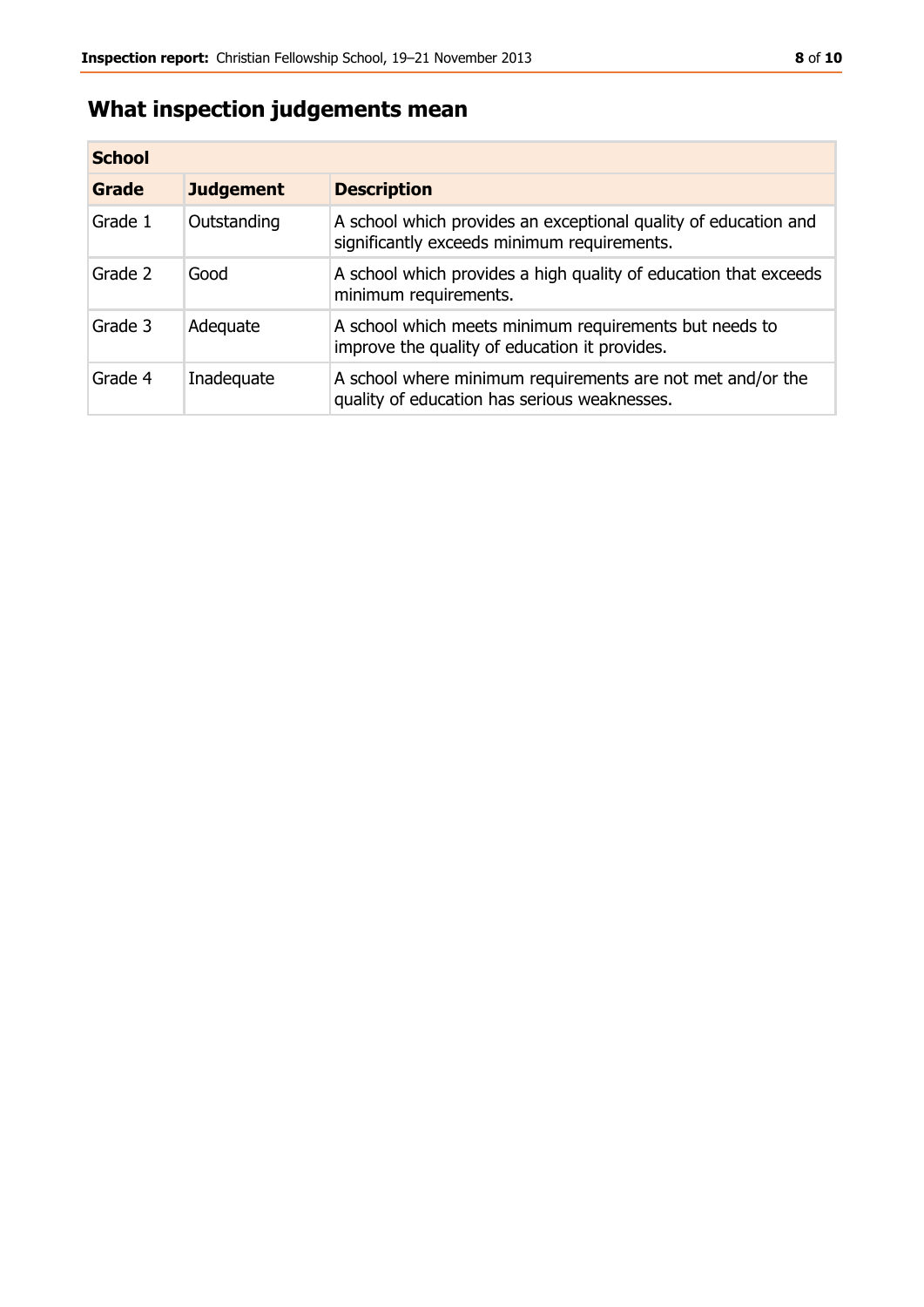## What inspection judgements mean

| School | | |
|---|---|---|
| **Grade** | **Judgement** | **Description** |
| Grade 1 | Outstanding | A school which provides an exceptional quality of education and significantly exceeds minimum requirements. |
| Grade 2 | Good | A school which provides a high quality of education that exceeds minimum requirements. |
| Grade 3 | Adequate | A school which meets minimum requirements but needs to improve the quality of education it provides. |
| Grade 4 | Inadequate | A school where minimum requirements are not met and/or the quality of education has serious weaknesses. |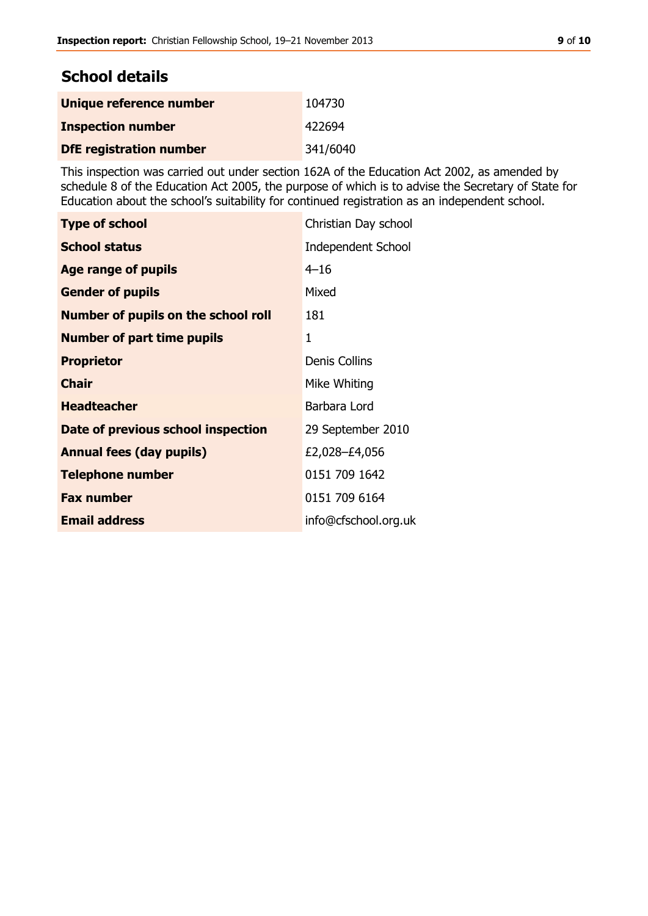## School details

| | |
|---|---|
| **Unique reference number** | 104730 |
| **Inspection number** | 422694 |
| **DfE registration number** | 341/6040 |

This inspection was carried out under section 162A of the Education Act 2002, as amended by schedule 8 of the Education Act 2005, the purpose of which is to advise the Secretary of State for Education about the school's suitability for continued registration as an independent school.

| | |
|---|---|
| **Type of school** | Christian Day school |
| **School status** | Independent School |
| **Age range of pupils** | 4–16 |
| **Gender of pupils** | Mixed |
| **Number of pupils on the school roll** | 181 |
| **Number of part time pupils** | 1 |
| **Proprietor** | Denis Collins |
| **Chair** | Mike Whiting |
| **Headteacher** | Barbara Lord |
| **Date of previous school inspection** | 29 September 2010 |
| **Annual fees (day pupils)** | £2,028–£4,056 |
| **Telephone number** | 0151 709 1642 |
| **Fax number** | 0151 709 6164 |
| **Email address** | info@cfschool.org.uk |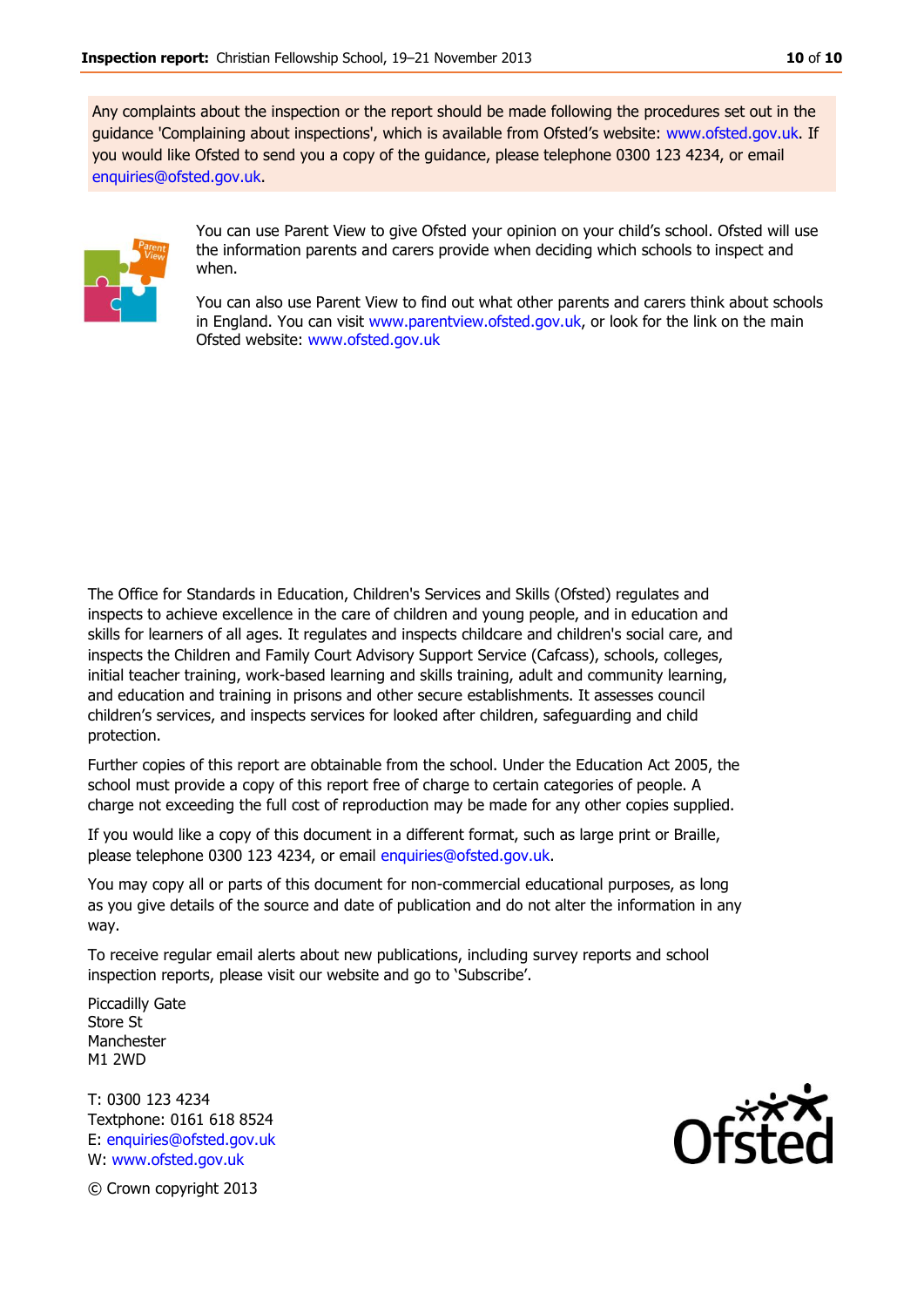Any complaints about the inspection or the report should be made following the procedures set out in the guidance 'Complaining about inspections', which is available from Ofsted's website: www.ofsted.gov.uk. If you would like Ofsted to send you a copy of the guidance, please telephone 0300 123 4234, or email enquiries@ofsted.gov.uk.

You can use Parent View to give Ofsted your opinion on your child's school. Ofsted will use the information parents and carers provide when deciding which schools to inspect and when.

You can also use Parent View to find out what other parents and carers think about schools in England. You can visit www.parentview.ofsted.gov.uk, or look for the link on the main Ofsted website: www.ofsted.gov.uk

The Office for Standards in Education, Children's Services and Skills (Ofsted) regulates and inspects to achieve excellence in the care of children and young people, and in education and skills for learners of all ages. It regulates and inspects childcare and children's social care, and inspects the Children and Family Court Advisory Support Service (Cafcass), schools, colleges, initial teacher training, work-based learning and skills training, adult and community learning, and education and training in prisons and other secure establishments. It assesses council children's services, and inspects services for looked after children, safeguarding and child protection.

Further copies of this report are obtainable from the school. Under the Education Act 2005, the school must provide a copy of this report free of charge to certain categories of people. A charge not exceeding the full cost of reproduction may be made for any other copies supplied.

If you would like a copy of this document in a different format, such as large print or Braille, please telephone 0300 123 4234, or email enquiries@ofsted.gov.uk.

You may copy all or parts of this document for non-commercial educational purposes, as long as you give details of the source and date of publication and do not alter the information in any way.

To receive regular email alerts about new publications, including survey reports and school inspection reports, please visit our website and go to 'Subscribe'.

Piccadilly Gate
Store St
Manchester
M1 2WD

T: 0300 123 4234
Textphone: 0161 618 8524
E: enquiries@ofsted.gov.uk
W: www.ofsted.gov.uk

© Crown copyright 2013